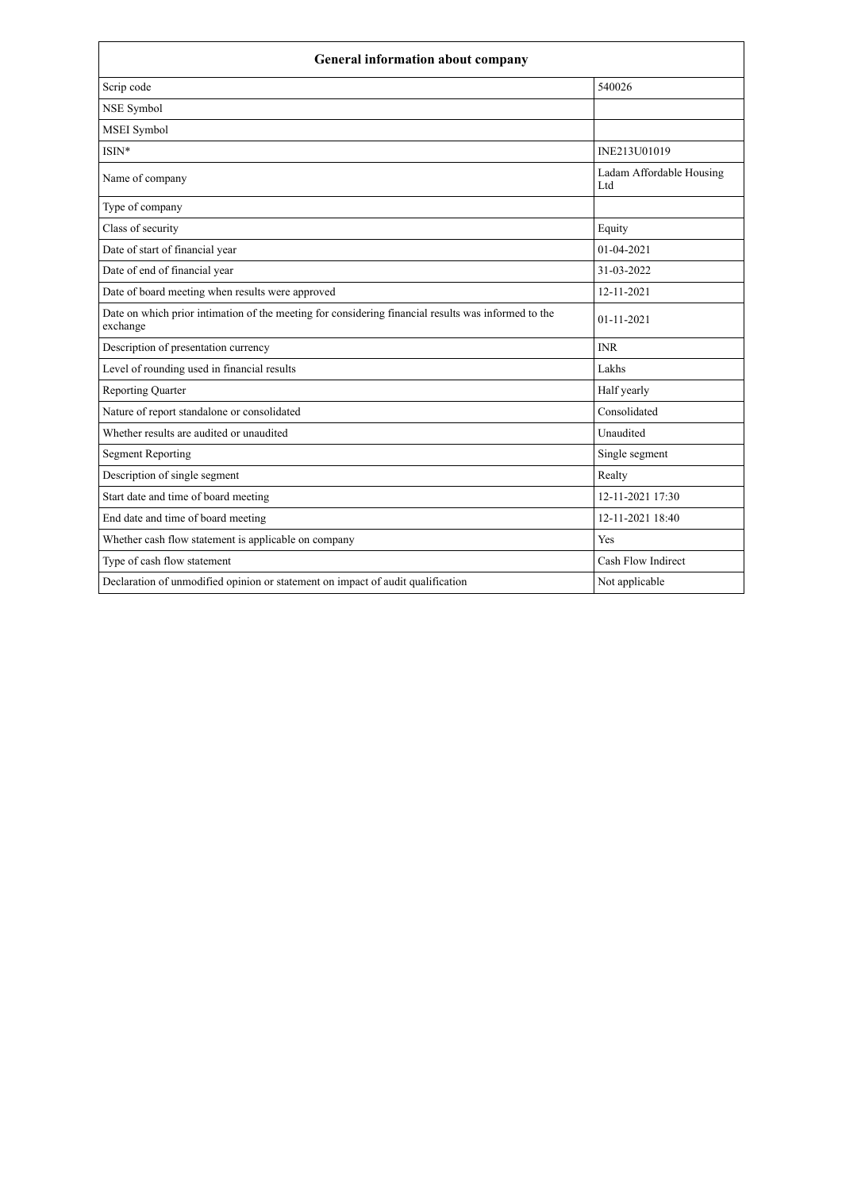| General information about company | |
|---|---|
| Scrip code | 540026 |
| NSE Symbol | |
| MSEI Symbol | |
| ISIN* | INE213U01019 |
| Name of company | Ladam Affordable Housing Ltd |
| Type of company | |
| Class of security | Equity |
| Date of start of financial year | 01-04-2021 |
| Date of end of financial year | 31-03-2022 |
| Date of board meeting when results were approved | 12-11-2021 |
| Date on which prior intimation of the meeting for considering financial results was informed to the exchange | 01-11-2021 |
| Description of presentation currency | INR |
| Level of rounding used in financial results | Lakhs |
| Reporting Quarter | Half yearly |
| Nature of report standalone or consolidated | Consolidated |
| Whether results are audited or unaudited | Unaudited |
| Segment Reporting | Single segment |
| Description of single segment | Realty |
| Start date and time of board meeting | 12-11-2021 17:30 |
| End date and time of board meeting | 12-11-2021 18:40 |
| Whether cash flow statement is applicable on company | Yes |
| Type of cash flow statement | Cash Flow Indirect |
| Declaration of unmodified opinion or statement on impact of audit qualification | Not applicable |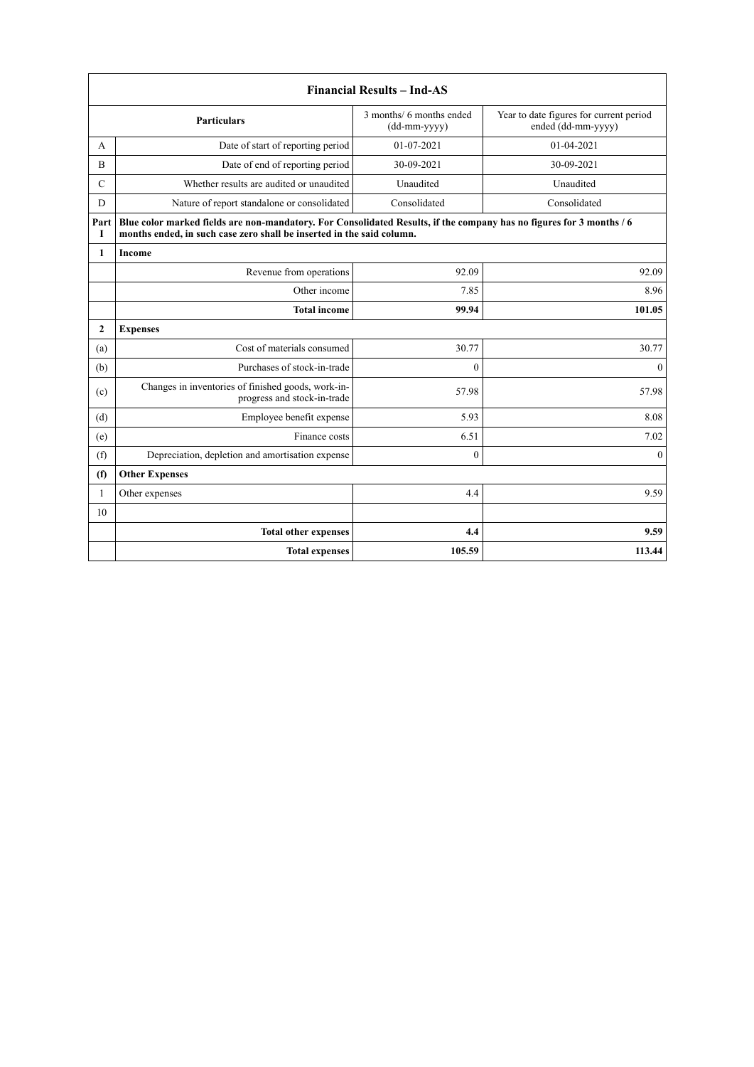| Financial Results – Ind-AS | | | |
|---|---|---|---|
| | **Particulars** | 3 months/ 6 months ended (dd-mm-yyyy) | Year to date figures for current period ended (dd-mm-yyyy) |
| A | Date of start of reporting period | 01-07-2021 | 01-04-2021 |
| B | Date of end of reporting period | 30-09-2021 | 30-09-2021 |
| C | Whether results are audited or unaudited | Unaudited | Unaudited |
| D | Nature of report standalone or consolidated | Consolidated | Consolidated |
| **Part I** | **Blue color marked fields are non-mandatory. For Consolidated Results, if the company has no figures for 3 months / 6 months ended, in such case zero shall be inserted in the said column.** | | |
| **1** | **Income** | | |
| | Revenue from operations | 92.09 | 92.09 |
| | Other income | 7.85 | 8.96 |
| | **Total income** | **99.94** | **101.05** |
| **2** | **Expenses** | | |
| (a) | Cost of materials consumed | 30.77 | 30.77 |
| (b) | Purchases of stock-in-trade | 0 | 0 |
| (c) | Changes in inventories of finished goods, work-in-progress and stock-in-trade | 57.98 | 57.98 |
| (d) | Employee benefit expense | 5.93 | 8.08 |
| (e) | Finance costs | 6.51 | 7.02 |
| (f) | Depreciation, depletion and amortisation expense | 0 | 0 |
| **(f)** | **Other Expenses** | | |
| 1 | Other expenses | 4.4 | 9.59 |
| 10 | | | |
| | **Total other expenses** | **4.4** | **9.59** |
| | **Total expenses** | **105.59** | **113.44** |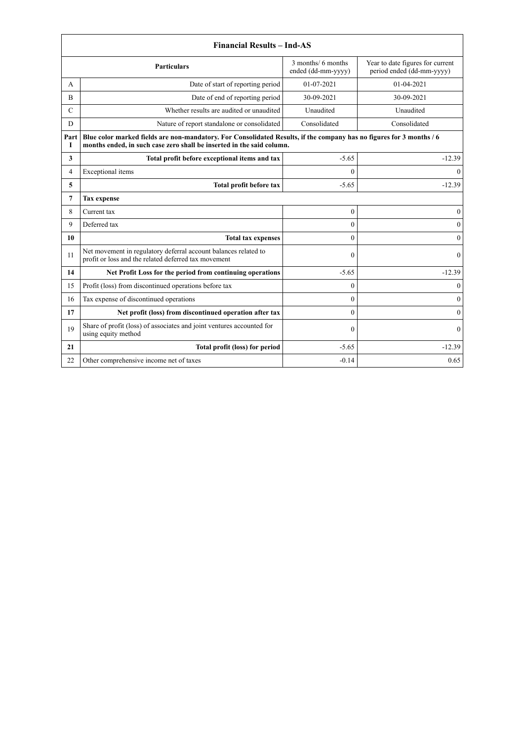| Financial Results – Ind-AS | | | |
|---|---|---|---|
| | **Particulars** | 3 months/ 6 months ended (dd-mm-yyyy) | Year to date figures for current period ended (dd-mm-yyyy) |
| A | Date of start of reporting period | 01-07-2021 | 01-04-2021 |
| B | Date of end of reporting period | 30-09-2021 | 30-09-2021 |
| C | Whether results are audited or unaudited | Unaudited | Unaudited |
| D | Nature of report standalone or consolidated | Consolidated | Consolidated |
| **Part I** | **Blue color marked fields are non-mandatory. For Consolidated Results, if the company has no figures for 3 months / 6 months ended, in such case zero shall be inserted in the said column.** | | |
| **3** | **Total profit before exceptional items and tax** | -5.65 | -12.39 |
| 4 | Exceptional items | 0 | 0 |
| **5** | **Total profit before tax** | -5.65 | -12.39 |
| **7** | **Tax expense** | | |
| 8 | Current tax | 0 | 0 |
| 9 | Deferred tax | 0 | 0 |
| **10** | **Total tax expenses** | 0 | 0 |
| 11 | Net movement in regulatory deferral account balances related to profit or loss and the related deferred tax movement | 0 | 0 |
| **14** | **Net Profit Loss for the period from continuing operations** | -5.65 | -12.39 |
| 15 | Profit (loss) from discontinued operations before tax | 0 | 0 |
| 16 | Tax expense of discontinued operations | 0 | 0 |
| **17** | **Net profit (loss) from discontinued operation after tax** | 0 | 0 |
| 19 | Share of profit (loss) of associates and joint ventures accounted for using equity method | 0 | 0 |
| **21** | **Total profit (loss) for period** | -5.65 | -12.39 |
| 22 | Other comprehensive income net of taxes | -0.14 | 0.65 |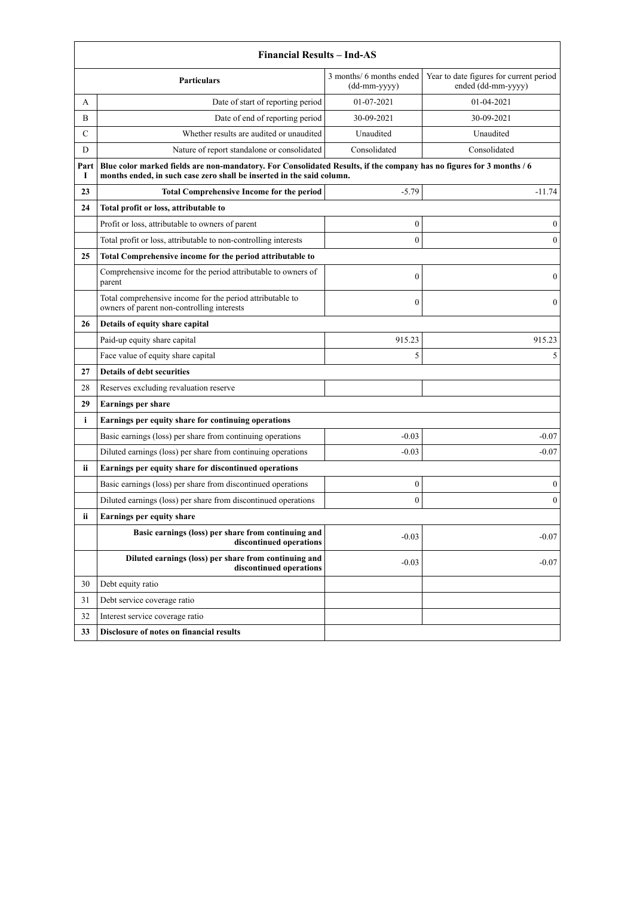| Financial Results – Ind-AS | | | |
|---|---|---|---|
| | **Particulars** | 3 months/ 6 months ended (dd-mm-yyyy) | Year to date figures for current period ended (dd-mm-yyyy) |
| A | Date of start of reporting period | 01-07-2021 | 01-04-2021 |
| B | Date of end of reporting period | 30-09-2021 | 30-09-2021 |
| C | Whether results are audited or unaudited | Unaudited | Unaudited |
| D | Nature of report standalone or consolidated | Consolidated | Consolidated |
| **Part I** | **Blue color marked fields are non-mandatory. For Consolidated Results, if the company has no figures for 3 months / 6 months ended, in such case zero shall be inserted in the said column.** | | |
| **23** | **Total Comprehensive Income for the period** | -5.79 | -11.74 |
| **24** | **Total profit or loss, attributable to** | | |
| | Profit or loss, attributable to owners of parent | 0 | 0 |
| | Total profit or loss, attributable to non-controlling interests | 0 | 0 |
| **25** | **Total Comprehensive income for the period attributable to** | | |
| | Comprehensive income for the period attributable to owners of parent | 0 | 0 |
| | Total comprehensive income for the period attributable to owners of parent non-controlling interests | 0 | 0 |
| **26** | **Details of equity share capital** | | |
| | Paid-up equity share capital | 915.23 | 915.23 |
| | Face value of equity share capital | 5 | 5 |
| **27** | **Details of debt securities** | | |
| 28 | Reserves excluding revaluation reserve | | |
| **29** | **Earnings per share** | | |
| **i** | **Earnings per equity share for continuing operations** | | |
| | Basic earnings (loss) per share from continuing operations | -0.03 | -0.07 |
| | Diluted earnings (loss) per share from continuing operations | -0.03 | -0.07 |
| **ii** | **Earnings per equity share for discontinued operations** | | |
| | Basic earnings (loss) per share from discontinued operations | 0 | 0 |
| | Diluted earnings (loss) per share from discontinued operations | 0 | 0 |
| **ii** | **Earnings per equity share** | | |
| | **Basic earnings (loss) per share from continuing and discontinued operations** | -0.03 | -0.07 |
| | **Diluted earnings (loss) per share from continuing and discontinued operations** | -0.03 | -0.07 |
| 30 | Debt equity ratio | | |
| 31 | Debt service coverage ratio | | |
| 32 | Interest service coverage ratio | | |
| **33** | **Disclosure of notes on financial results** | | |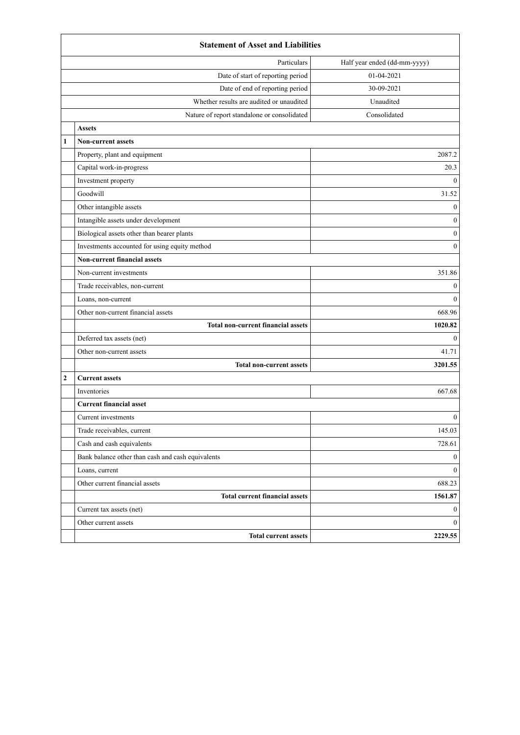| | Statement of Asset and Liabilities | |
|---|---|---|
| | Particulars | Half year ended (dd-mm-yyyy) |
| | Date of start of reporting period | 01-04-2021 |
| | Date of end of reporting period | 30-09-2021 |
| | Whether results are audited or unaudited | Unaudited |
| | Nature of report standalone or consolidated | Consolidated |
| | **Assets** | |
| **1** | **Non-current assets** | |
| | Property, plant and equipment | 2087.2 |
| | Capital work-in-progress | 20.3 |
| | Investment property | 0 |
| | Goodwill | 31.52 |
| | Other intangible assets | 0 |
| | Intangible assets under development | 0 |
| | Biological assets other than bearer plants | 0 |
| | Investments accounted for using equity method | 0 |
| | **Non-current financial assets** | |
| | Non-current investments | 351.86 |
| | Trade receivables, non-current | 0 |
| | Loans, non-current | 0 |
| | Other non-current financial assets | 668.96 |
| | **Total non-current financial assets** | **1020.82** |
| | Deferred tax assets (net) | 0 |
| | Other non-current assets | 41.71 |
| | **Total non-current assets** | **3201.55** |
| **2** | **Current assets** | |
| | Inventories | 667.68 |
| | **Current financial asset** | |
| | Current investments | 0 |
| | Trade receivables, current | 145.03 |
| | Cash and cash equivalents | 728.61 |
| | Bank balance other than cash and cash equivalents | 0 |
| | Loans, current | 0 |
| | Other current financial assets | 688.23 |
| | **Total current financial assets** | **1561.87** |
| | Current tax assets (net) | 0 |
| | Other current assets | 0 |
| | **Total current assets** | **2229.55** |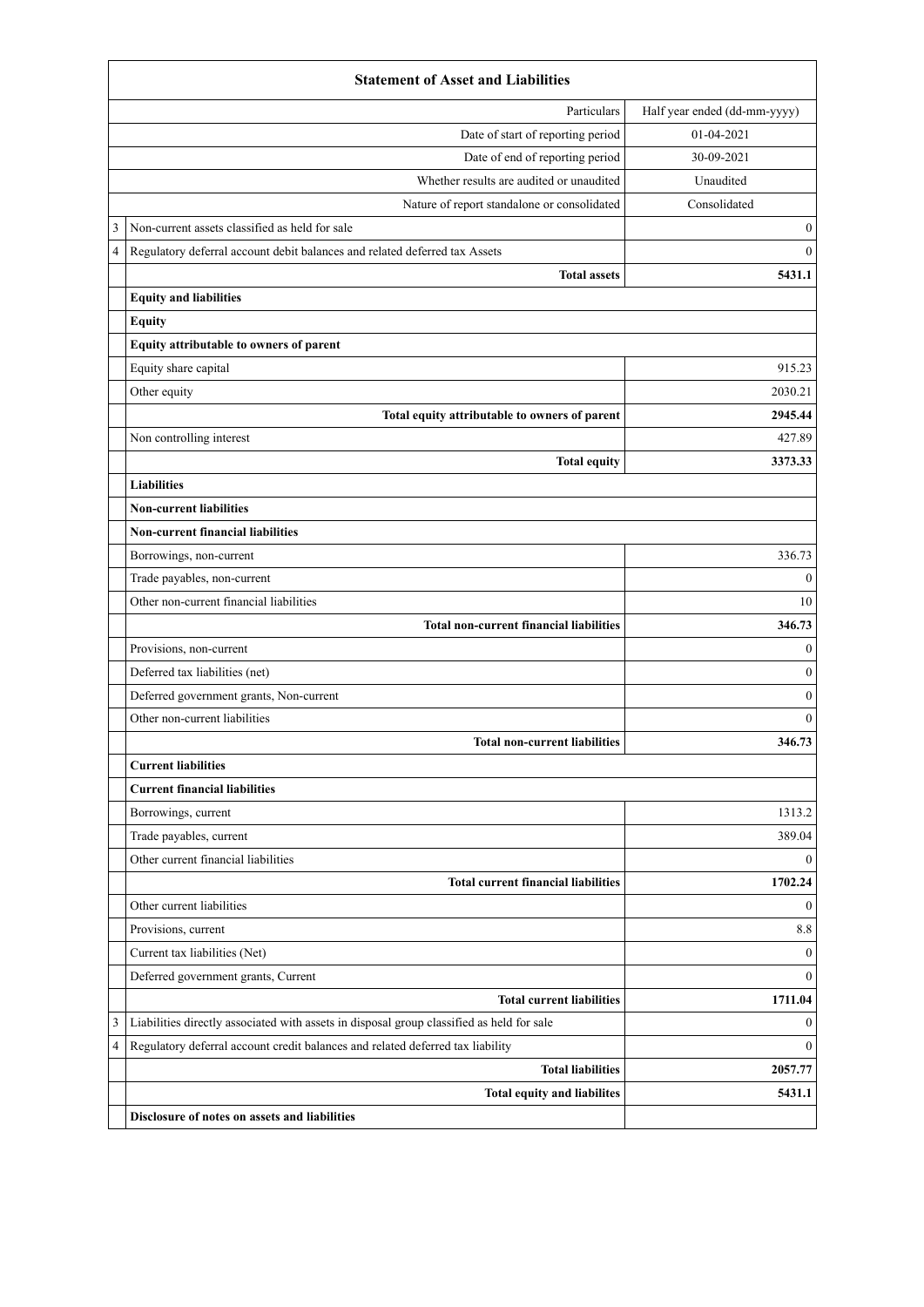| | Statement of Asset and Liabilities | |
|---|---|---|
| | Particulars | Half year ended (dd-mm-yyyy) |
| | Date of start of reporting period | 01-04-2021 |
| | Date of end of reporting period | 30-09-2021 |
| | Whether results are audited or unaudited | Unaudited |
| | Nature of report standalone or consolidated | Consolidated |
| 3 | Non-current assets classified as held for sale | 0 |
| 4 | Regulatory deferral account debit balances and related deferred tax Assets | 0 |
| | **Total assets** | **5431.1** |
| | **Equity and liabilities** | |
| | **Equity** | |
| | **Equity attributable to owners of parent** | |
| | Equity share capital | 915.23 |
| | Other equity | 2030.21 |
| | **Total equity attributable to owners of parent** | **2945.44** |
| | Non controlling interest | 427.89 |
| | **Total equity** | **3373.33** |
| | **Liabilities** | |
| | **Non-current liabilities** | |
| | **Non-current financial liabilities** | |
| | Borrowings, non-current | 336.73 |
| | Trade payables, non-current | 0 |
| | Other non-current financial liabilities | 10 |
| | **Total non-current financial liabilities** | **346.73** |
| | Provisions, non-current | 0 |
| | Deferred tax liabilities (net) | 0 |
| | Deferred government grants, Non-current | 0 |
| | Other non-current liabilities | 0 |
| | **Total non-current liabilities** | **346.73** |
| | **Current liabilities** | |
| | **Current financial liabilities** | |
| | Borrowings, current | 1313.2 |
| | Trade payables, current | 389.04 |
| | Other current financial liabilities | 0 |
| | **Total current financial liabilities** | **1702.24** |
| | Other current liabilities | 0 |
| | Provisions, current | 8.8 |
| | Current tax liabilities (Net) | 0 |
| | Deferred government grants, Current | 0 |
| | **Total current liabilities** | **1711.04** |
| 3 | Liabilities directly associated with assets in disposal group classified as held for sale | 0 |
| 4 | Regulatory deferral account credit balances and related deferred tax liability | 0 |
| | **Total liabilities** | **2057.77** |
| | **Total equity and liabilites** | **5431.1** |
| | **Disclosure of notes on assets and liabilities** | |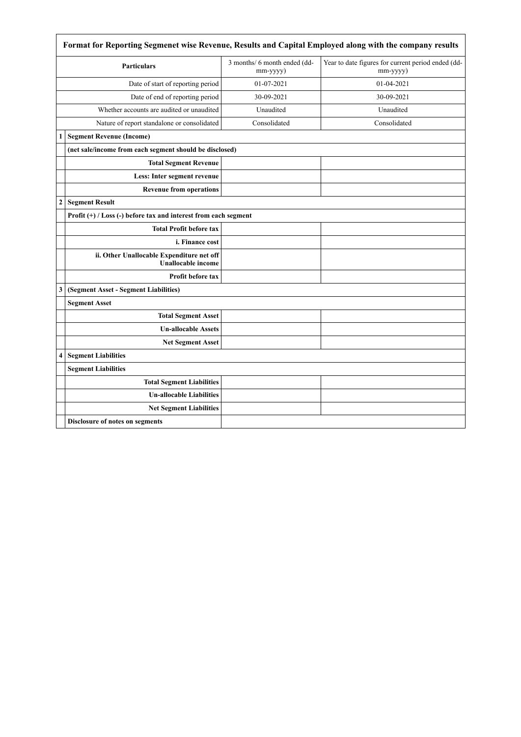| Format for Reporting Segmenet wise Revenue, Results and Capital Employed along with the company results | | | |
|---|---|---|---|
| | **Particulars** | 3 months/ 6 month ended (dd-mm-yyyy) | Year to date figures for current period ended (dd-mm-yyyy) |
| | Date of start of reporting period | 01-07-2021 | 01-04-2021 |
| | Date of end of reporting period | 30-09-2021 | 30-09-2021 |
| | Whether accounts are audited or unaudited | Unaudited | Unaudited |
| | Nature of report standalone or consolidated | Consolidated | Consolidated |
| **1** | **Segment Revenue (Income)** | | |
| | **(net sale/income from each segment should be disclosed)** | | |
| | **Total Segment Revenue** | | |
| | **Less: Inter segment revenue** | | |
| | **Revenue from operations** | | |
| **2** | **Segment Result** | | |
| | **Profit (+) / Loss (-) before tax and interest from each segment** | | |
| | **Total Profit before tax** | | |
| | **i. Finance cost** | | |
| | **ii. Other Unallocable Expenditure net off Unallocable income** | | |
| | **Profit before tax** | | |
| **3** | **(Segment Asset - Segment Liabilities)** | | |
| | **Segment Asset** | | |
| | **Total Segment Asset** | | |
| | **Un-allocable Assets** | | |
| | **Net Segment Asset** | | |
| **4** | **Segment Liabilities** | | |
| | **Segment Liabilities** | | |
| | **Total Segment Liabilities** | | |
| | **Un-allocable Liabilities** | | |
| | **Net Segment Liabilities** | | |
| | **Disclosure of notes on segments** | | |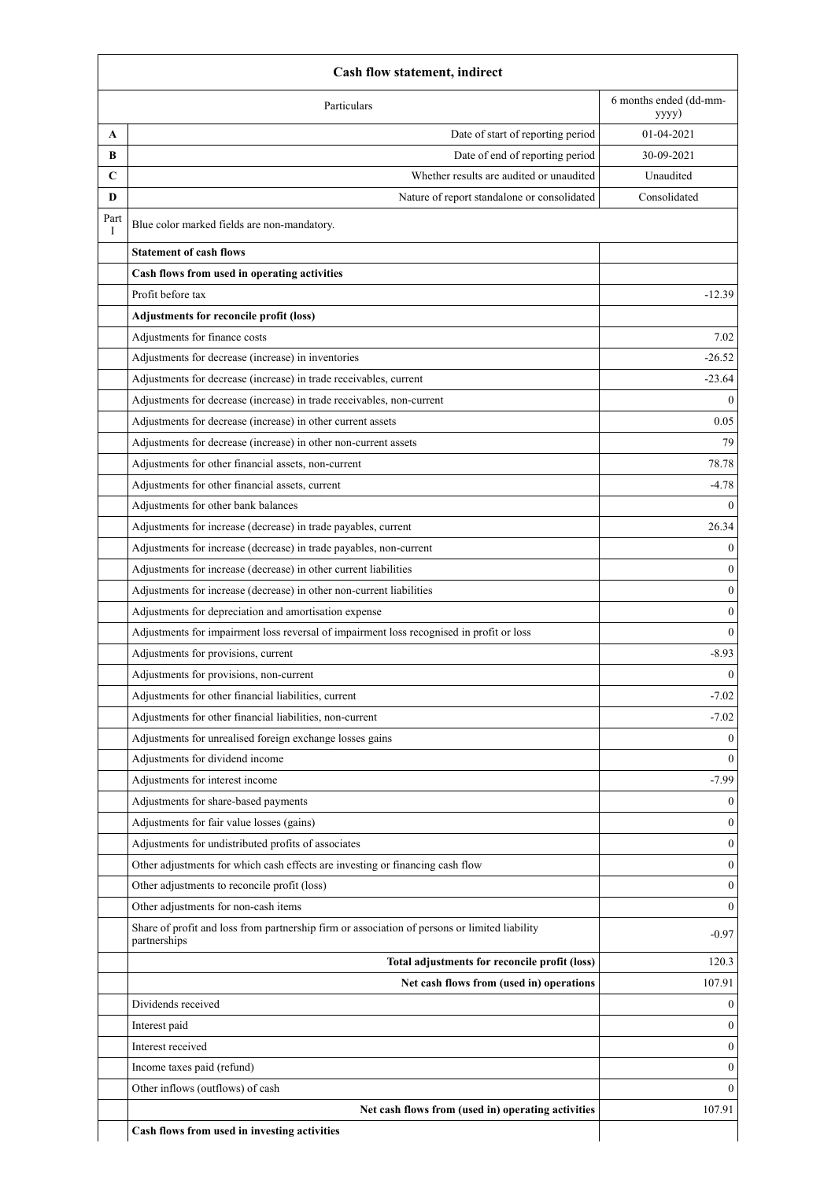| Cash flow statement, indirect | | |
|---|---|---|
| | Particulars | 6 months ended (dd-mm-yyyy) |
| A | Date of start of reporting period | 01-04-2021 |
| B | Date of end of reporting period | 30-09-2021 |
| C | Whether results are audited or unaudited | Unaudited |
| D | Nature of report standalone or consolidated | Consolidated |
| Part I | Blue color marked fields are non-mandatory. | |
| | **Statement of cash flows** | |
| | **Cash flows from used in operating activities** | |
| | Profit before tax | -12.39 |
| | **Adjustments for reconcile profit (loss)** | |
| | Adjustments for finance costs | 7.02 |
| | Adjustments for decrease (increase) in inventories | -26.52 |
| | Adjustments for decrease (increase) in trade receivables, current | -23.64 |
| | Adjustments for decrease (increase) in trade receivables, non-current | 0 |
| | Adjustments for decrease (increase) in other current assets | 0.05 |
| | Adjustments for decrease (increase) in other non-current assets | 79 |
| | Adjustments for other financial assets, non-current | 78.78 |
| | Adjustments for other financial assets, current | -4.78 |
| | Adjustments for other bank balances | 0 |
| | Adjustments for increase (decrease) in trade payables, current | 26.34 |
| | Adjustments for increase (decrease) in trade payables, non-current | 0 |
| | Adjustments for increase (decrease) in other current liabilities | 0 |
| | Adjustments for increase (decrease) in other non-current liabilities | 0 |
| | Adjustments for depreciation and amortisation expense | 0 |
| | Adjustments for impairment loss reversal of impairment loss recognised in profit or loss | 0 |
| | Adjustments for provisions, current | -8.93 |
| | Adjustments for provisions, non-current | 0 |
| | Adjustments for other financial liabilities, current | -7.02 |
| | Adjustments for other financial liabilities, non-current | -7.02 |
| | Adjustments for unrealised foreign exchange losses gains | 0 |
| | Adjustments for dividend income | 0 |
| | Adjustments for interest income | -7.99 |
| | Adjustments for share-based payments | 0 |
| | Adjustments for fair value losses (gains) | 0 |
| | Adjustments for undistributed profits of associates | 0 |
| | Other adjustments for which cash effects are investing or financing cash flow | 0 |
| | Other adjustments to reconcile profit (loss) | 0 |
| | Other adjustments for non-cash items | 0 |
| | Share of profit and loss from partnership firm or association of persons or limited liability partnerships | -0.97 |
| | **Total adjustments for reconcile profit (loss)** | 120.3 |
| | **Net cash flows from (used in) operations** | 107.91 |
| | Dividends received | 0 |
| | Interest paid | 0 |
| | Interest received | 0 |
| | Income taxes paid (refund) | 0 |
| | Other inflows (outflows) of cash | 0 |
| | **Net cash flows from (used in) operating activities** | 107.91 |
| | **Cash flows from used in investing activities** | |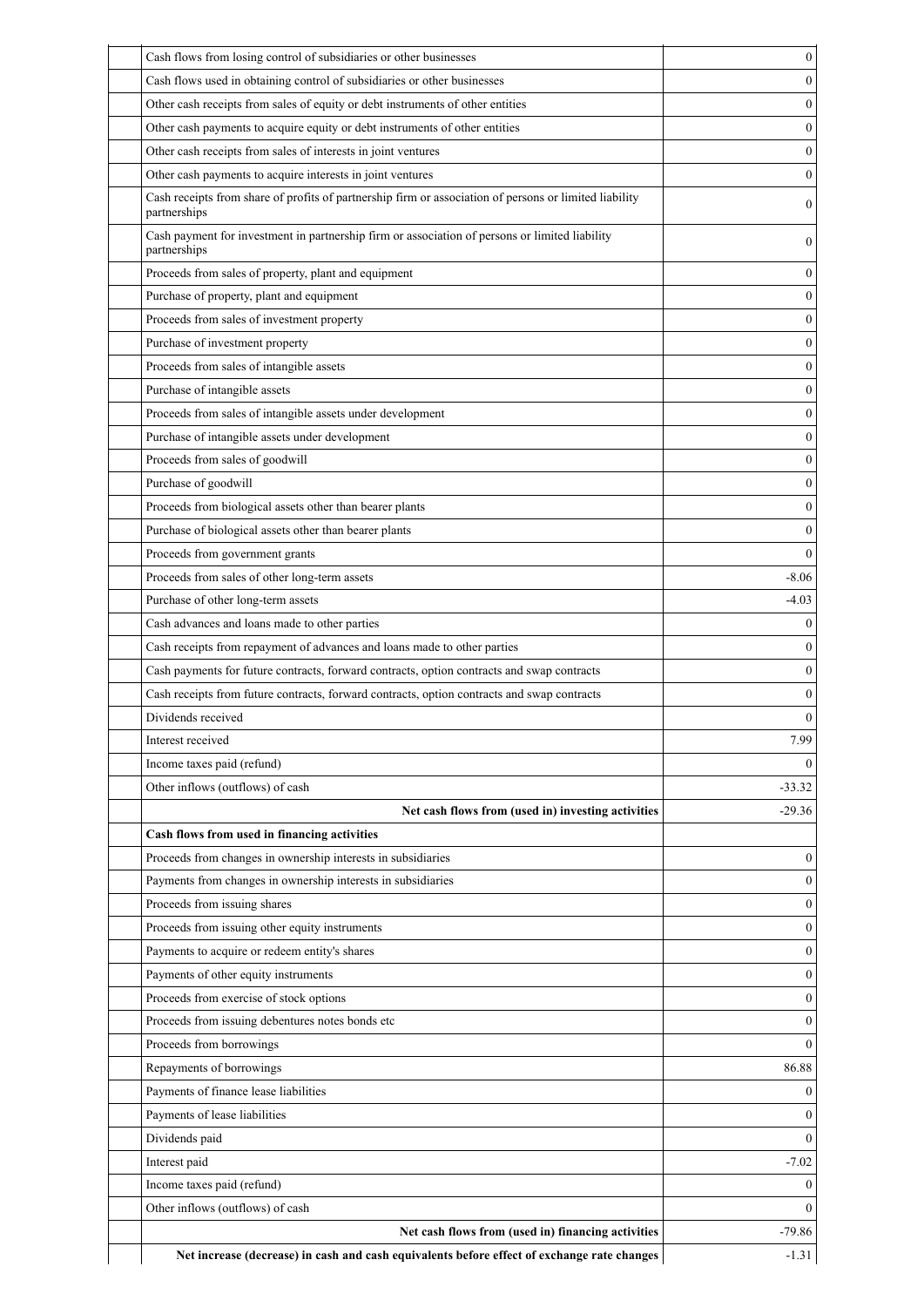| | | |
|---|---|---|
| | Cash flows from losing control of subsidiaries or other businesses | 0 |
| | Cash flows used in obtaining control of subsidiaries or other businesses | 0 |
| | Other cash receipts from sales of equity or debt instruments of other entities | 0 |
| | Other cash payments to acquire equity or debt instruments of other entities | 0 |
| | Other cash receipts from sales of interests in joint ventures | 0 |
| | Other cash payments to acquire interests in joint ventures | 0 |
| | Cash receipts from share of profits of partnership firm or association of persons or limited liability partnerships | 0 |
| | Cash payment for investment in partnership firm or association of persons or limited liability partnerships | 0 |
| | Proceeds from sales of property, plant and equipment | 0 |
| | Purchase of property, plant and equipment | 0 |
| | Proceeds from sales of investment property | 0 |
| | Purchase of investment property | 0 |
| | Proceeds from sales of intangible assets | 0 |
| | Purchase of intangible assets | 0 |
| | Proceeds from sales of intangible assets under development | 0 |
| | Purchase of intangible assets under development | 0 |
| | Proceeds from sales of goodwill | 0 |
| | Purchase of goodwill | 0 |
| | Proceeds from biological assets other than bearer plants | 0 |
| | Purchase of biological assets other than bearer plants | 0 |
| | Proceeds from government grants | 0 |
| | Proceeds from sales of other long-term assets | -8.06 |
| | Purchase of other long-term assets | -4.03 |
| | Cash advances and loans made to other parties | 0 |
| | Cash receipts from repayment of advances and loans made to other parties | 0 |
| | Cash payments for future contracts, forward contracts, option contracts and swap contracts | 0 |
| | Cash receipts from future contracts, forward contracts, option contracts and swap contracts | 0 |
| | Dividends received | 0 |
| | Interest received | 7.99 |
| | Income taxes paid (refund) | 0 |
| | Other inflows (outflows) of cash | -33.32 |
| | **Net cash flows from (used in) investing activities** | -29.36 |
| | **Cash flows from used in financing activities** | |
| | Proceeds from changes in ownership interests in subsidiaries | 0 |
| | Payments from changes in ownership interests in subsidiaries | 0 |
| | Proceeds from issuing shares | 0 |
| | Proceeds from issuing other equity instruments | 0 |
| | Payments to acquire or redeem entity's shares | 0 |
| | Payments of other equity instruments | 0 |
| | Proceeds from exercise of stock options | 0 |
| | Proceeds from issuing debentures notes bonds etc | 0 |
| | Proceeds from borrowings | 0 |
| | Repayments of borrowings | 86.88 |
| | Payments of finance lease liabilities | 0 |
| | Payments of lease liabilities | 0 |
| | Dividends paid | 0 |
| | Interest paid | -7.02 |
| | Income taxes paid (refund) | 0 |
| | Other inflows (outflows) of cash | 0 |
| | **Net cash flows from (used in) financing activities** | -79.86 |
| | **Net increase (decrease) in cash and cash equivalents before effect of exchange rate changes** | -1.31 |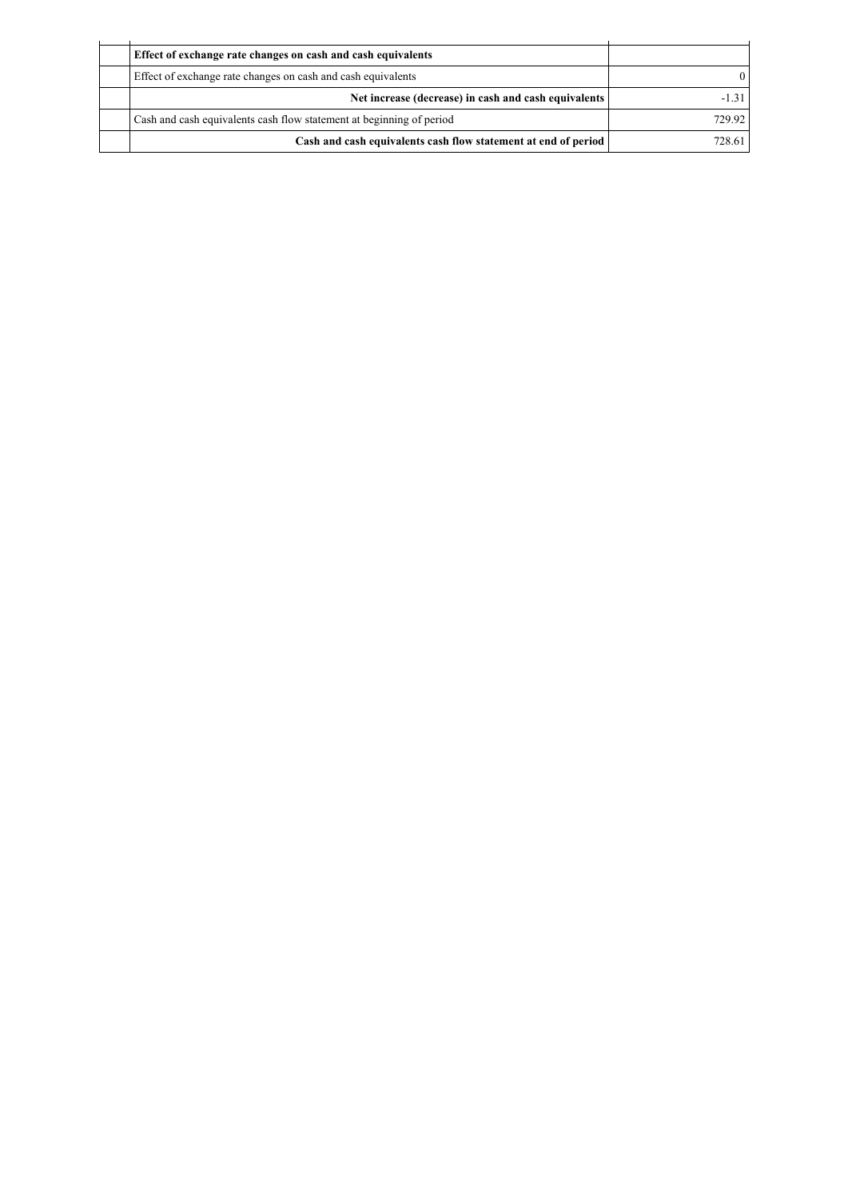| | | |
|---|---|---|
| | **Effect of exchange rate changes on cash and cash equivalents** | |
| | Effect of exchange rate changes on cash and cash equivalents | 0 |
| | **Net increase (decrease) in cash and cash equivalents** | -1.31 |
| | Cash and cash equivalents cash flow statement at beginning of period | 729.92 |
| | **Cash and cash equivalents cash flow statement at end of period** | 728.61 |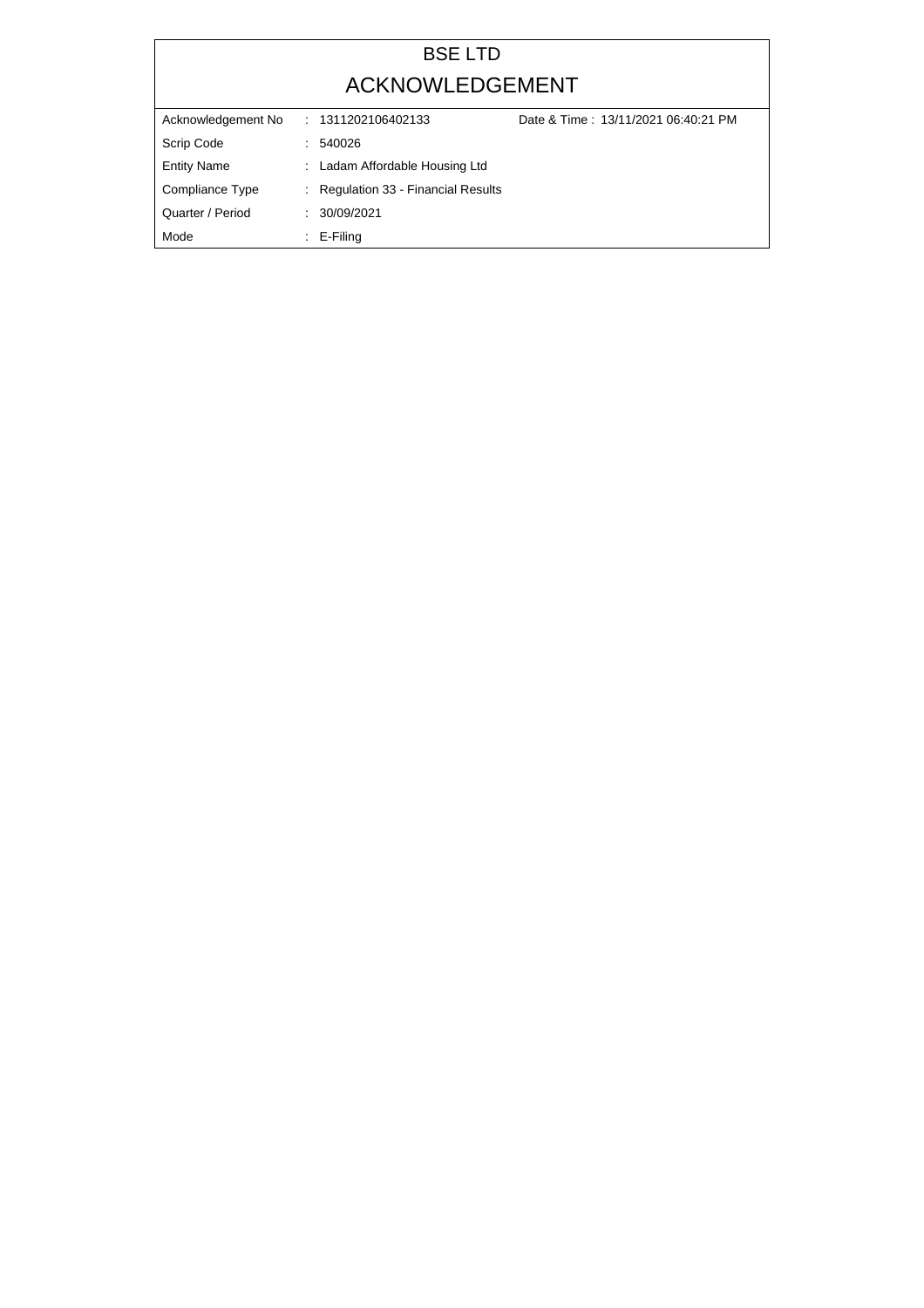# BSE LTD

## ACKNOWLEDGEMENT

| | | |
|---|---|---|
| Acknowledgement No | : 1311202106402133 | Date & Time : 13/11/2021 06:40:21 PM |
| Scrip Code | : 540026 | |
| Entity Name | : Ladam Affordable Housing Ltd | |
| Compliance Type | : Regulation 33 - Financial Results | |
| Quarter / Period | : 30/09/2021 | |
| Mode | : E-Filing | |